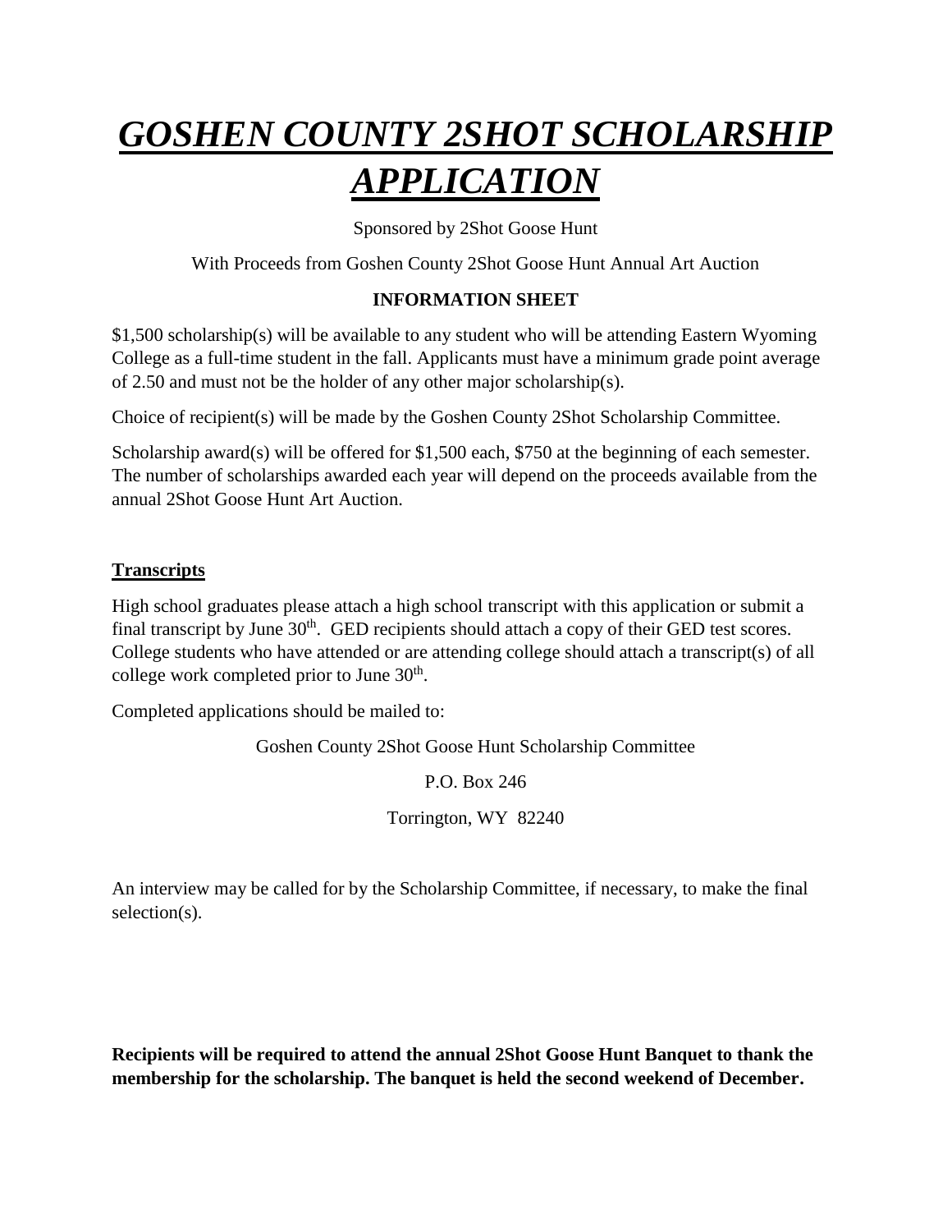# ***GOSHEN COUNTY 2SHOT SCHOLARSHIP APPLICATION***

Sponsored by 2Shot Goose Hunt

With Proceeds from Goshen County 2Shot Goose Hunt Annual Art Auction

**INFORMATION SHEET**

$1,500 scholarship(s) will be available to any student who will be attending Eastern Wyoming College as a full-time student in the fall. Applicants must have a minimum grade point average of 2.50 and must not be the holder of any other major scholarship(s).

Choice of recipient(s) will be made by the Goshen County 2Shot Scholarship Committee.

Scholarship award(s) will be offered for $1,500 each, $750 at the beginning of each semester. The number of scholarships awarded each year will depend on the proceeds available from the annual 2Shot Goose Hunt Art Auction.

## Transcripts

High school graduates please attach a high school transcript with this application or submit a final transcript by June 30th. GED recipients should attach a copy of their GED test scores. College students who have attended or are attending college should attach a transcript(s) of all college work completed prior to June 30th.

Completed applications should be mailed to:

Goshen County 2Shot Goose Hunt Scholarship Committee

P.O. Box 246

Torrington, WY 82240

An interview may be called for by the Scholarship Committee, if necessary, to make the final selection(s).

**Recipients will be required to attend the annual 2Shot Goose Hunt Banquet to thank the membership for the scholarship. The banquet is held the second weekend of December.**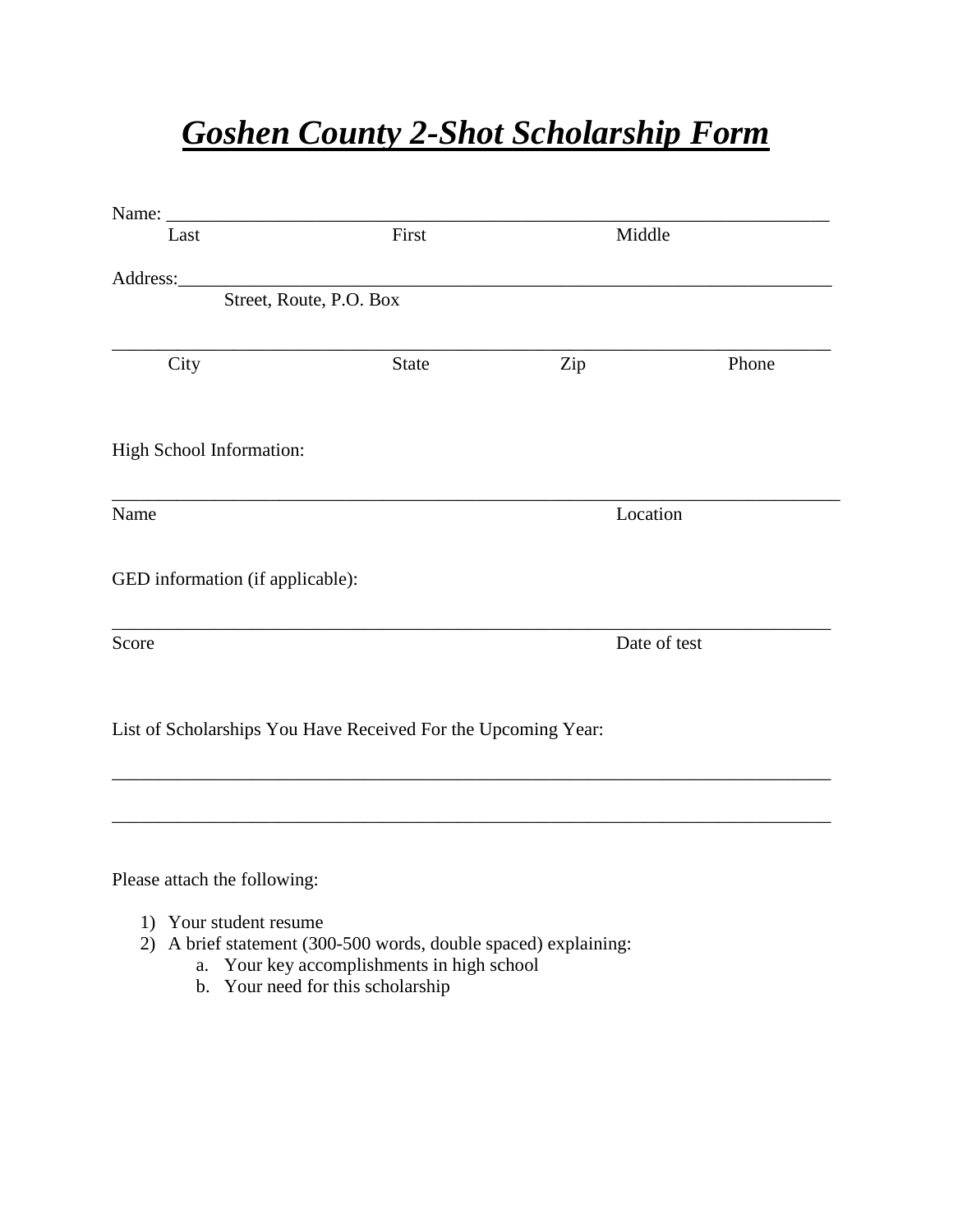# ***Goshen County 2-Shot Scholarship Form***

Name: ___________________________________________________________________________

Last First Middle

Address:_________________________________________________________________________

Street, Route, P.O. Box

_________________________________________________________________________________

City State Zip Phone

High School Information:

_________________________________________________________________________________

Name Location

GED information (if applicable):

_________________________________________________________________________________

Score Date of test

List of Scholarships You Have Received For the Upcoming Year:

_________________________________________________________________________________

_________________________________________________________________________________

Please attach the following:

1) Your student resume
2) A brief statement (300-500 words, double spaced) explaining:
   a. Your key accomplishments in high school
   b. Your need for this scholarship